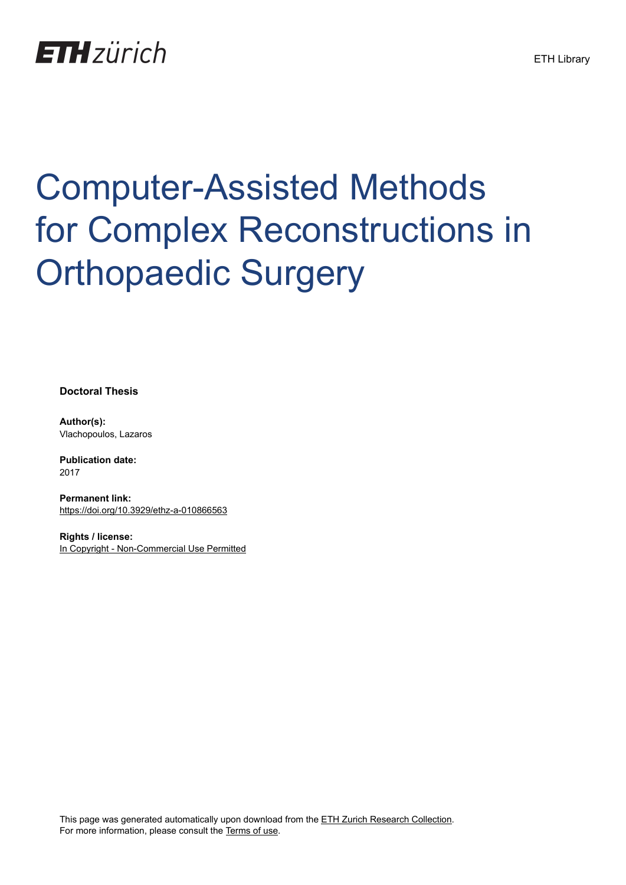ETH zürich

ETH Library

# Computer-Assisted Methods for Complex Reconstructions in Orthopaedic Surgery

**Doctoral Thesis**

**Author(s):**
Vlachopoulos, Lazaros

**Publication date:**
2017

**Permanent link:**
https://doi.org/10.3929/ethz-a-010866563

**Rights / license:**
In Copyright - Non-Commercial Use Permitted

This page was generated automatically upon download from the ETH Zurich Research Collection.
For more information, please consult the Terms of use.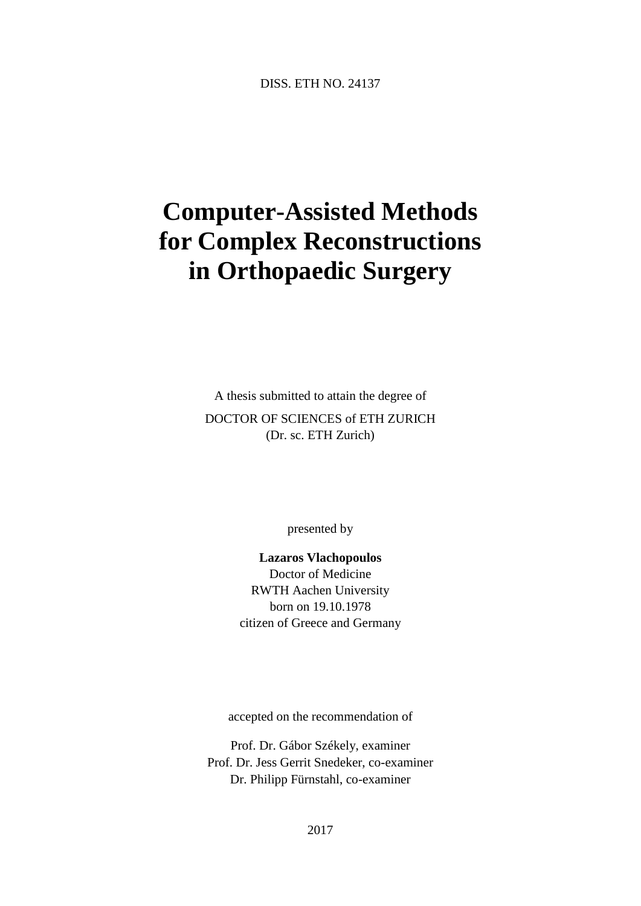DISS. ETH NO. 24137

# Computer-Assisted Methods for Complex Reconstructions in Orthopaedic Surgery

A thesis submitted to attain the degree of

DOCTOR OF SCIENCES of ETH ZURICH
(Dr. sc. ETH Zurich)

presented by

**Lazaros Vlachopoulos**
Doctor of Medicine
RWTH Aachen University
born on 19.10.1978
citizen of Greece and Germany

accepted on the recommendation of

Prof. Dr. Gábor Székely, examiner
Prof. Dr. Jess Gerrit Snedeker, co-examiner
Dr. Philipp Fürnstahl, co-examiner

2017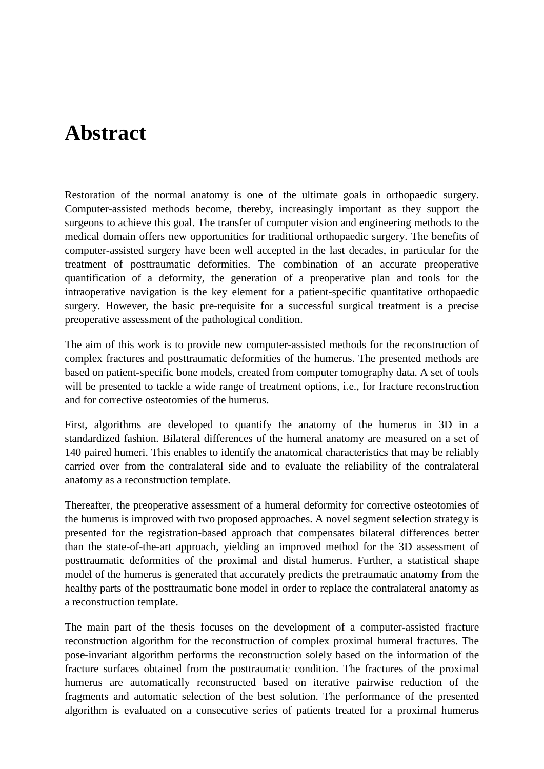# Abstract

Restoration of the normal anatomy is one of the ultimate goals in orthopaedic surgery. Computer-assisted methods become, thereby, increasingly important as they support the surgeons to achieve this goal. The transfer of computer vision and engineering methods to the medical domain offers new opportunities for traditional orthopaedic surgery. The benefits of computer-assisted surgery have been well accepted in the last decades, in particular for the treatment of posttraumatic deformities. The combination of an accurate preoperative quantification of a deformity, the generation of a preoperative plan and tools for the intraoperative navigation is the key element for a patient-specific quantitative orthopaedic surgery. However, the basic pre-requisite for a successful surgical treatment is a precise preoperative assessment of the pathological condition.

The aim of this work is to provide new computer-assisted methods for the reconstruction of complex fractures and posttraumatic deformities of the humerus. The presented methods are based on patient-specific bone models, created from computer tomography data. A set of tools will be presented to tackle a wide range of treatment options, i.e., for fracture reconstruction and for corrective osteotomies of the humerus.

First, algorithms are developed to quantify the anatomy of the humerus in 3D in a standardized fashion. Bilateral differences of the humeral anatomy are measured on a set of 140 paired humeri. This enables to identify the anatomical characteristics that may be reliably carried over from the contralateral side and to evaluate the reliability of the contralateral anatomy as a reconstruction template.

Thereafter, the preoperative assessment of a humeral deformity for corrective osteotomies of the humerus is improved with two proposed approaches. A novel segment selection strategy is presented for the registration-based approach that compensates bilateral differences better than the state-of-the-art approach, yielding an improved method for the 3D assessment of posttraumatic deformities of the proximal and distal humerus. Further, a statistical shape model of the humerus is generated that accurately predicts the pretraumatic anatomy from the healthy parts of the posttraumatic bone model in order to replace the contralateral anatomy as a reconstruction template.

The main part of the thesis focuses on the development of a computer-assisted fracture reconstruction algorithm for the reconstruction of complex proximal humeral fractures. The pose-invariant algorithm performs the reconstruction solely based on the information of the fracture surfaces obtained from the posttraumatic condition. The fractures of the proximal humerus are automatically reconstructed based on iterative pairwise reduction of the fragments and automatic selection of the best solution. The performance of the presented algorithm is evaluated on a consecutive series of patients treated for a proximal humerus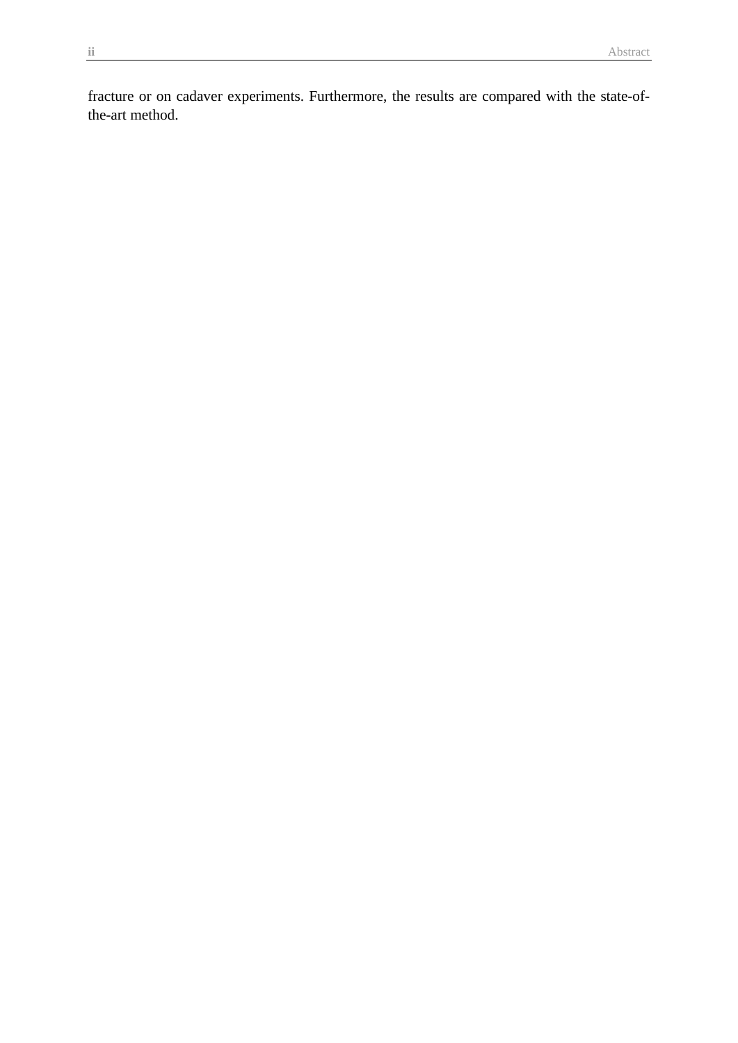fracture or on cadaver experiments. Furthermore, the results are compared with the state-of-the-art method.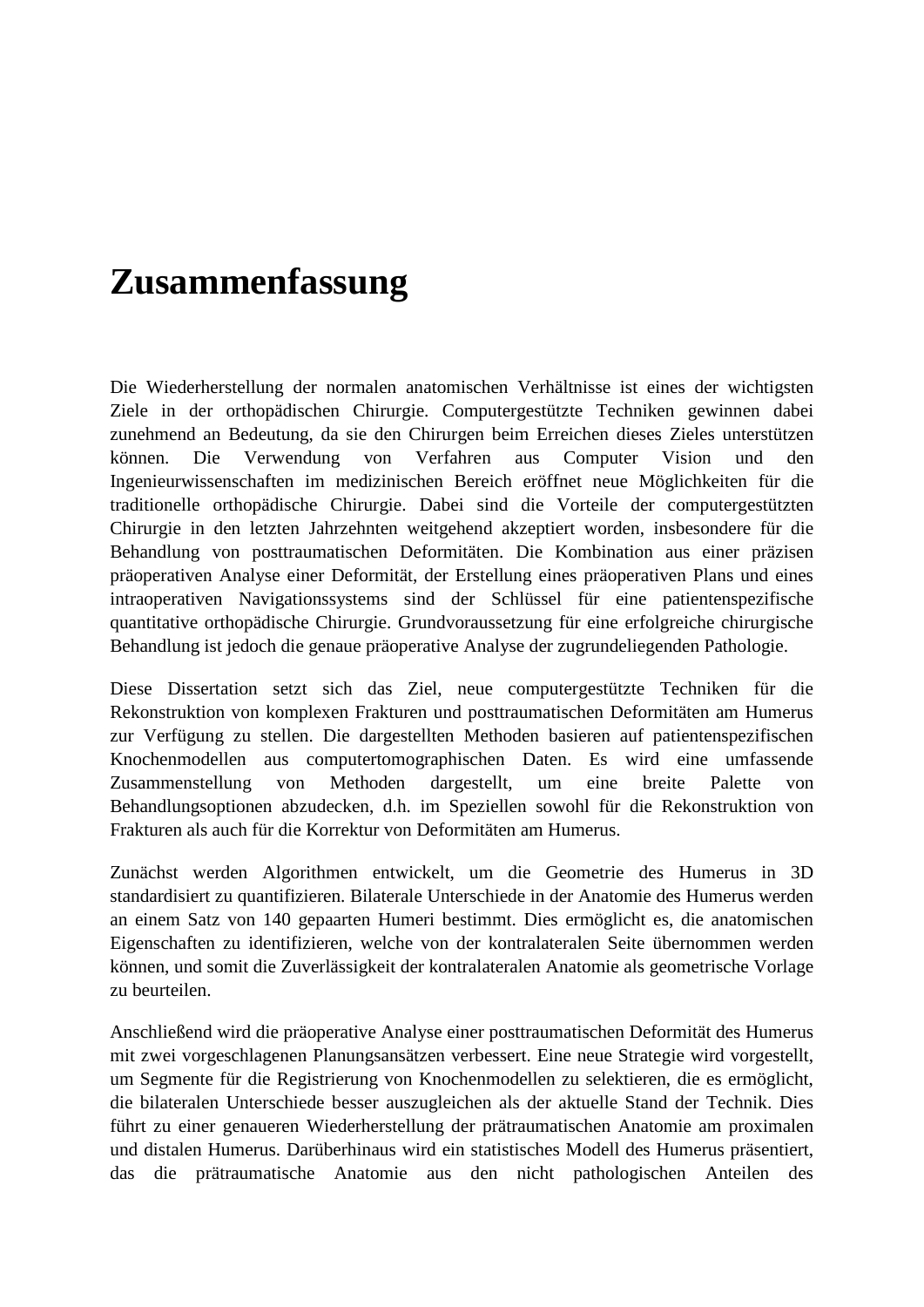# Zusammenfassung

Die Wiederherstellung der normalen anatomischen Verhältnisse ist eines der wichtigsten Ziele in der orthopädischen Chirurgie. Computergestützte Techniken gewinnen dabei zunehmend an Bedeutung, da sie den Chirurgen beim Erreichen dieses Zieles unterstützen können. Die Verwendung von Verfahren aus Computer Vision und den Ingenieurwissenschaften im medizinischen Bereich eröffnet neue Möglichkeiten für die traditionelle orthopädische Chirurgie. Dabei sind die Vorteile der computergestützten Chirurgie in den letzten Jahrzehnten weitgehend akzeptiert worden, insbesondere für die Behandlung von posttraumatischen Deformitäten. Die Kombination aus einer präzisen präoperativen Analyse einer Deformität, der Erstellung eines präoperativen Plans und eines intraoperativen Navigationssystems sind der Schlüssel für eine patientenspezifische quantitative orthopädische Chirurgie. Grundvoraussetzung für eine erfolgreiche chirurgische Behandlung ist jedoch die genaue präoperative Analyse der zugrundeliegenden Pathologie.

Diese Dissertation setzt sich das Ziel, neue computergestützte Techniken für die Rekonstruktion von komplexen Frakturen und posttraumatischen Deformitäten am Humerus zur Verfügung zu stellen. Die dargestellten Methoden basieren auf patientenspezifischen Knochenmodellen aus computertomographischen Daten. Es wird eine umfassende Zusammenstellung von Methoden dargestellt, um eine breite Palette von Behandlungsoptionen abzudecken, d.h. im Speziellen sowohl für die Rekonstruktion von Frakturen als auch für die Korrektur von Deformitäten am Humerus.

Zunächst werden Algorithmen entwickelt, um die Geometrie des Humerus in 3D standardisiert zu quantifizieren. Bilaterale Unterschiede in der Anatomie des Humerus werden an einem Satz von 140 gepaarten Humeri bestimmt. Dies ermöglicht es, die anatomischen Eigenschaften zu identifizieren, welche von der kontralateralen Seite übernommen werden können, und somit die Zuverlässigkeit der kontralateralen Anatomie als geometrische Vorlage zu beurteilen.

Anschließend wird die präoperative Analyse einer posttraumatischen Deformität des Humerus mit zwei vorgeschlagenen Planungsansätzen verbessert. Eine neue Strategie wird vorgestellt, um Segmente für die Registrierung von Knochenmodellen zu selektieren, die es ermöglicht, die bilateralen Unterschiede besser auszugleichen als der aktuelle Stand der Technik. Dies führt zu einer genaueren Wiederherstellung der prätraumatischen Anatomie am proximalen und distalen Humerus. Darüberhinaus wird ein statistisches Modell des Humerus präsentiert, das die prätraumatische Anatomie aus den nicht pathologischen Anteilen des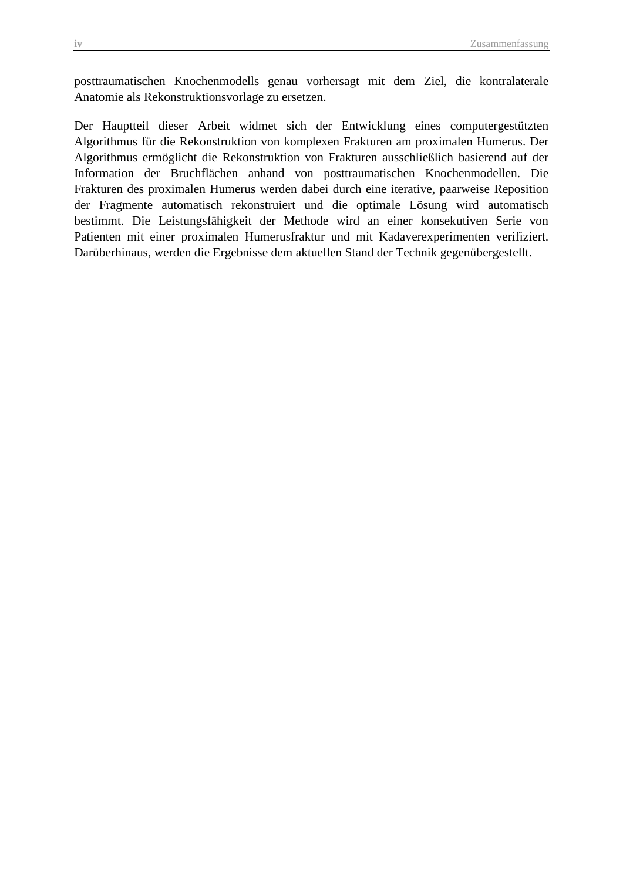posttraumatischen Knochenmodells genau vorhersagt mit dem Ziel, die kontralaterale Anatomie als Rekonstruktionsvorlage zu ersetzen.

Der Hauptteil dieser Arbeit widmet sich der Entwicklung eines computergestützten Algorithmus für die Rekonstruktion von komplexen Frakturen am proximalen Humerus. Der Algorithmus ermöglicht die Rekonstruktion von Frakturen ausschließlich basierend auf der Information der Bruchflächen anhand von posttraumatischen Knochenmodellen. Die Frakturen des proximalen Humerus werden dabei durch eine iterative, paarweise Reposition der Fragmente automatisch rekonstruiert und die optimale Lösung wird automatisch bestimmt. Die Leistungsfähigkeit der Methode wird an einer konsekutiven Serie von Patienten mit einer proximalen Humerusfraktur und mit Kadaverexperimenten verifiziert. Darüberhinaus, werden die Ergebnisse dem aktuellen Stand der Technik gegenübergestellt.